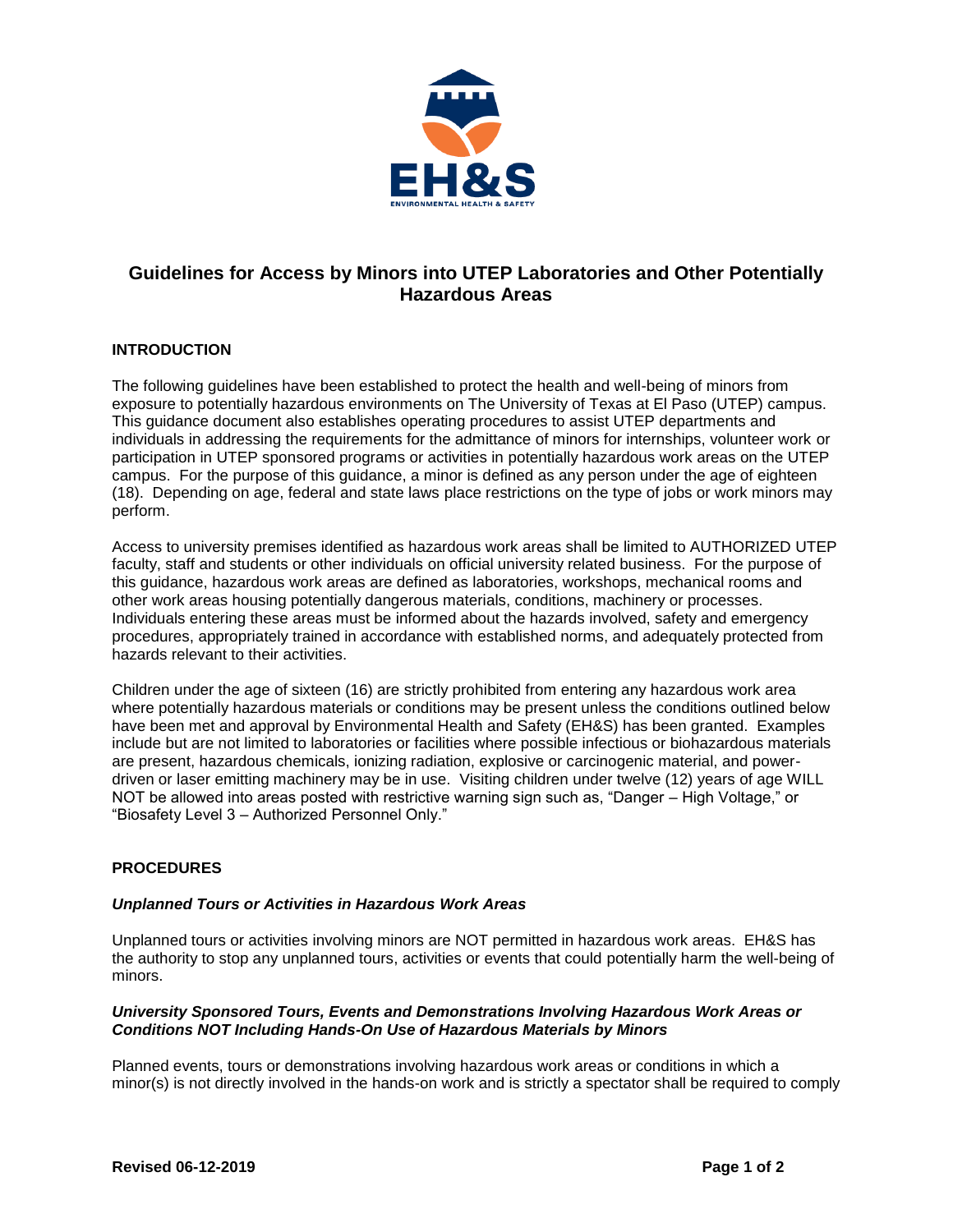# Guidelines for Access by Minors into UTEP Laboratories and Other Potentially Hazardous Areas

## INTRODUCTION

The following guidelines have been established to protect the health and well-being of minors from exposure to potentially hazardous environments on The University of Texas at El Paso (UTEP) campus. This guidance document also establishes operating procedures to assist UTEP departments and individuals in addressing the requirements for the admittance of minors for internships, volunteer work or participation in UTEP sponsored programs or activities in potentially hazardous work areas on the UTEP campus. For the purpose of this guidance, a minor is defined as any person under the age of eighteen (18). Depending on age, federal and state laws place restrictions on the type of jobs or work minors may perform.

Access to university premises identified as hazardous work areas shall be limited to AUTHORIZED UTEP faculty, staff and students or other individuals on official university related business. For the purpose of this guidance, hazardous work areas are defined as laboratories, workshops, mechanical rooms and other work areas housing potentially dangerous materials, conditions, machinery or processes. Individuals entering these areas must be informed about the hazards involved, safety and emergency procedures, appropriately trained in accordance with established norms, and adequately protected from hazards relevant to their activities.

Children under the age of sixteen (16) are strictly prohibited from entering any hazardous work area where potentially hazardous materials or conditions may be present unless the conditions outlined below have been met and approval by Environmental Health and Safety (EH&S) has been granted. Examples include but are not limited to laboratories or facilities where possible infectious or biohazardous materials are present, hazardous chemicals, ionizing radiation, explosive or carcinogenic material, and power-driven or laser emitting machinery may be in use. Visiting children under twelve (12) years of age WILL NOT be allowed into areas posted with restrictive warning sign such as, "Danger – High Voltage," or "Biosafety Level 3 – Authorized Personnel Only."

## PROCEDURES

### *Unplanned Tours or Activities in Hazardous Work Areas*

Unplanned tours or activities involving minors are NOT permitted in hazardous work areas. EH&S has the authority to stop any unplanned tours, activities or events that could potentially harm the well-being of minors.

### *University Sponsored Tours, Events and Demonstrations Involving Hazardous Work Areas or Conditions NOT Including Hands-On Use of Hazardous Materials by Minors*

Planned events, tours or demonstrations involving hazardous work areas or conditions in which a minor(s) is not directly involved in the hands-on work and is strictly a spectator shall be required to comply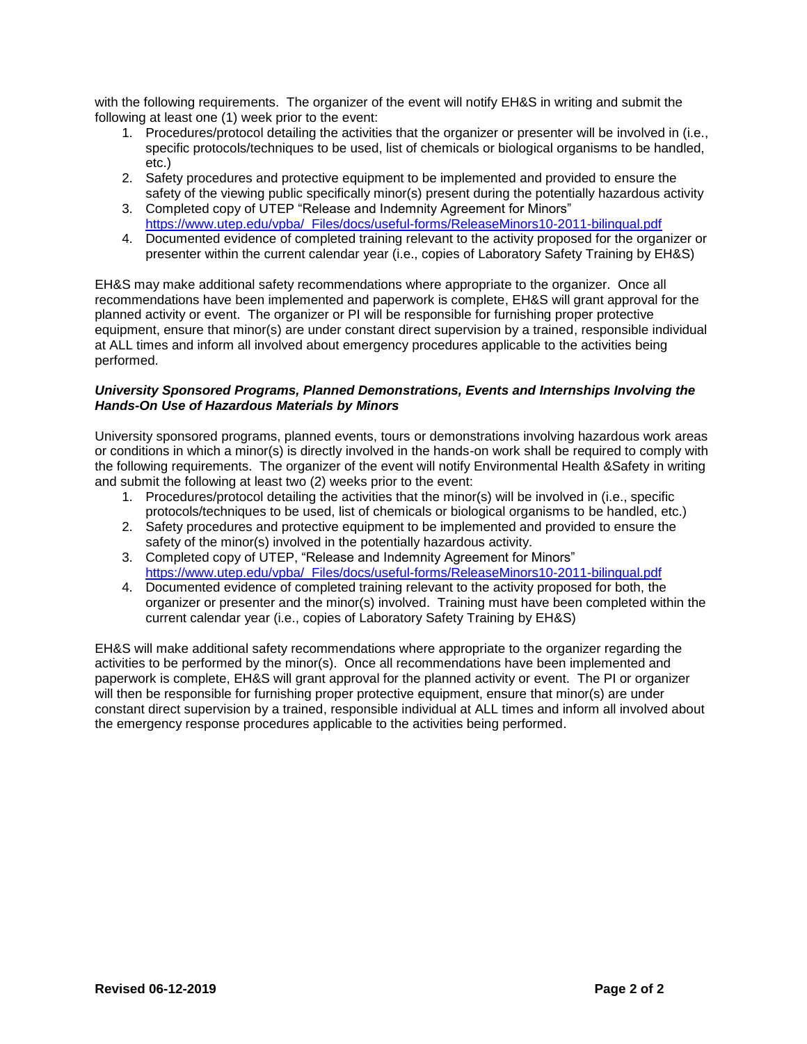with the following requirements. The organizer of the event will notify EH&S in writing and submit the following at least one (1) week prior to the event:

1. Procedures/protocol detailing the activities that the organizer or presenter will be involved in (i.e., specific protocols/techniques to be used, list of chemicals or biological organisms to be handled, etc.)
2. Safety procedures and protective equipment to be implemented and provided to ensure the safety of the viewing public specifically minor(s) present during the potentially hazardous activity
3. Completed copy of UTEP "Release and Indemnity Agreement for Minors" https://www.utep.edu/vpba/_Files/docs/useful-forms/ReleaseMinors10-2011-bilingual.pdf
4. Documented evidence of completed training relevant to the activity proposed for the organizer or presenter within the current calendar year (i.e., copies of Laboratory Safety Training by EH&S)

EH&S may make additional safety recommendations where appropriate to the organizer. Once all recommendations have been implemented and paperwork is complete, EH&S will grant approval for the planned activity or event. The organizer or PI will be responsible for furnishing proper protective equipment, ensure that minor(s) are under constant direct supervision by a trained, responsible individual at ALL times and inform all involved about emergency procedures applicable to the activities being performed.

***University Sponsored Programs, Planned Demonstrations, Events and Internships Involving the Hands-On Use of Hazardous Materials by Minors***

University sponsored programs, planned events, tours or demonstrations involving hazardous work areas or conditions in which a minor(s) is directly involved in the hands-on work shall be required to comply with the following requirements. The organizer of the event will notify Environmental Health &Safety in writing and submit the following at least two (2) weeks prior to the event:

1. Procedures/protocol detailing the activities that the minor(s) will be involved in (i.e., specific protocols/techniques to be used, list of chemicals or biological organisms to be handled, etc.)
2. Safety procedures and protective equipment to be implemented and provided to ensure the safety of the minor(s) involved in the potentially hazardous activity.
3. Completed copy of UTEP, "Release and Indemnity Agreement for Minors" https://www.utep.edu/vpba/_Files/docs/useful-forms/ReleaseMinors10-2011-bilingual.pdf
4. Documented evidence of completed training relevant to the activity proposed for both, the organizer or presenter and the minor(s) involved. Training must have been completed within the current calendar year (i.e., copies of Laboratory Safety Training by EH&S)

EH&S will make additional safety recommendations where appropriate to the organizer regarding the activities to be performed by the minor(s). Once all recommendations have been implemented and paperwork is complete, EH&S will grant approval for the planned activity or event. The PI or organizer will then be responsible for furnishing proper protective equipment, ensure that minor(s) are under constant direct supervision by a trained, responsible individual at ALL times and inform all involved about the emergency response procedures applicable to the activities being performed.

**Revised 06-12-2019**